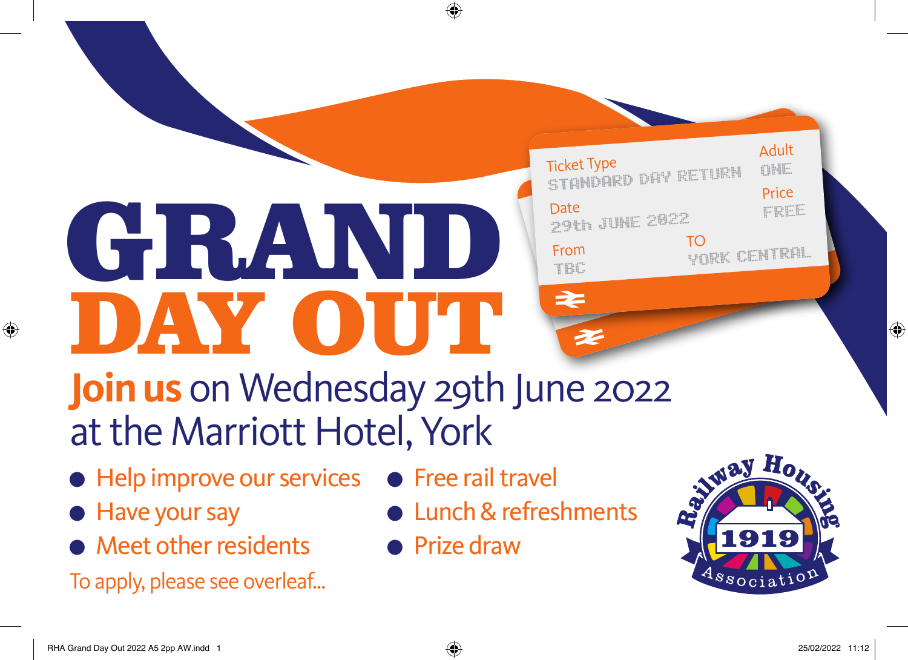# GRAND DAY OUT

Ticket Type
STANDARD DAY RETURN

Adult
ONE

Date
29th JUNE 2022

Price
FREE

From
TBC

TO
YORK CENTRAL

**Join us** on Wednesday 29th June 2022 at the Marriott Hotel, York

- Help improve our services
- Have your say
- Meet other residents
- Free rail travel
- Lunch & refreshments
- Prize draw

To apply, please see overleaf...

Railway Housing 1919 Association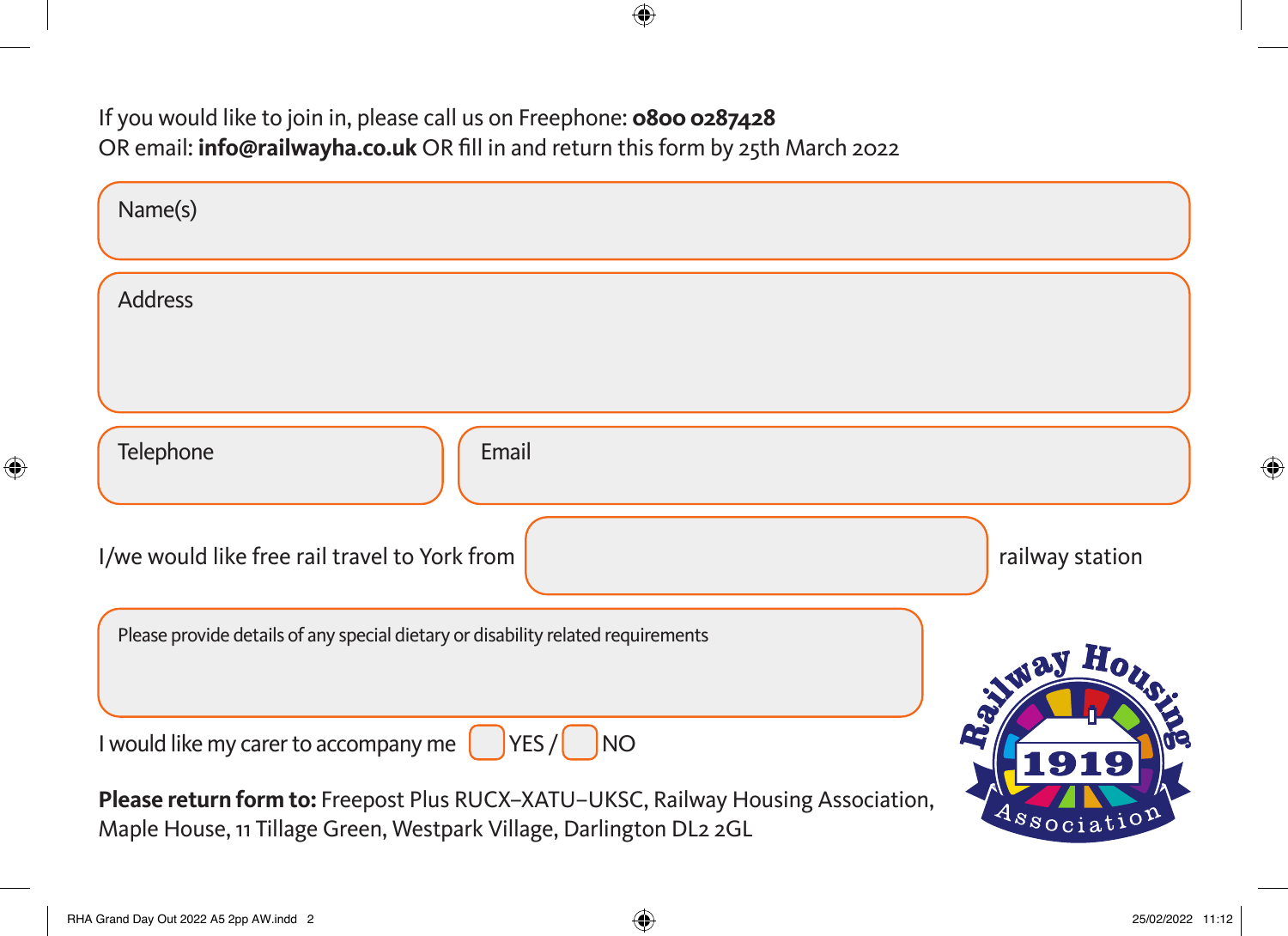If you would like to join in, please call us on Freephone: **0800 0287428**
OR email: **info@railwayha.co.uk** OR fill in and return this form by 25th March 2022

Name(s)

Address

Telephone

Email

I/we would like free rail travel to York from ______________ railway station

Please provide details of any special dietary or disability related requirements

I would like my carer to accompany me [ ] YES / [ ] NO

**Please return form to:** Freepost Plus RUCX–XATU–UKSC, Railway Housing Association, Maple House, 11 Tillage Green, Westpark Village, Darlington DL2 2GL

Railway Housing Association 1919